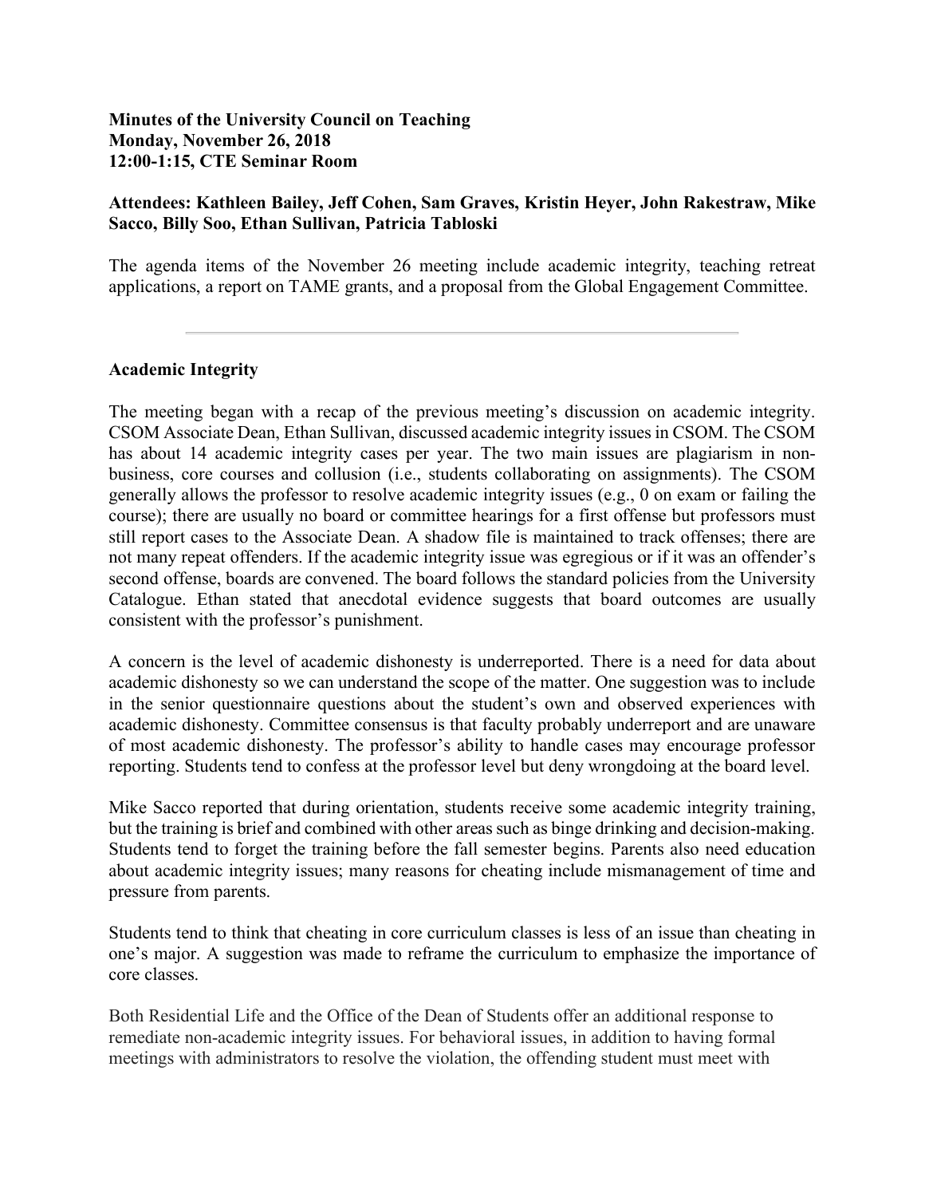**Minutes of the University Council on Teaching**
**Monday, November 26, 2018**
**12:00-1:15, CTE Seminar Room**

**Attendees: Kathleen Bailey, Jeff Cohen, Sam Graves, Kristin Heyer, John Rakestraw, Mike Sacco, Billy Soo, Ethan Sullivan, Patricia Tabloski**

The agenda items of the November 26 meeting include academic integrity, teaching retreat applications, a report on TAME grants, and a proposal from the Global Engagement Committee.

---

**Academic Integrity**

The meeting began with a recap of the previous meeting's discussion on academic integrity. CSOM Associate Dean, Ethan Sullivan, discussed academic integrity issues in CSOM. The CSOM has about 14 academic integrity cases per year. The two main issues are plagiarism in non-business, core courses and collusion (i.e., students collaborating on assignments). The CSOM generally allows the professor to resolve academic integrity issues (e.g., 0 on exam or failing the course); there are usually no board or committee hearings for a first offense but professors must still report cases to the Associate Dean. A shadow file is maintained to track offenses; there are not many repeat offenders. If the academic integrity issue was egregious or if it was an offender's second offense, boards are convened. The board follows the standard policies from the University Catalogue. Ethan stated that anecdotal evidence suggests that board outcomes are usually consistent with the professor's punishment.

A concern is the level of academic dishonesty is underreported. There is a need for data about academic dishonesty so we can understand the scope of the matter. One suggestion was to include in the senior questionnaire questions about the student's own and observed experiences with academic dishonesty. Committee consensus is that faculty probably underreport and are unaware of most academic dishonesty. The professor's ability to handle cases may encourage professor reporting. Students tend to confess at the professor level but deny wrongdoing at the board level.

Mike Sacco reported that during orientation, students receive some academic integrity training, but the training is brief and combined with other areas such as binge drinking and decision-making. Students tend to forget the training before the fall semester begins. Parents also need education about academic integrity issues; many reasons for cheating include mismanagement of time and pressure from parents.

Students tend to think that cheating in core curriculum classes is less of an issue than cheating in one's major. A suggestion was made to reframe the curriculum to emphasize the importance of core classes.

Both Residential Life and the Office of the Dean of Students offer an additional response to remediate non-academic integrity issues. For behavioral issues, in addition to having formal meetings with administrators to resolve the violation, the offending student must meet with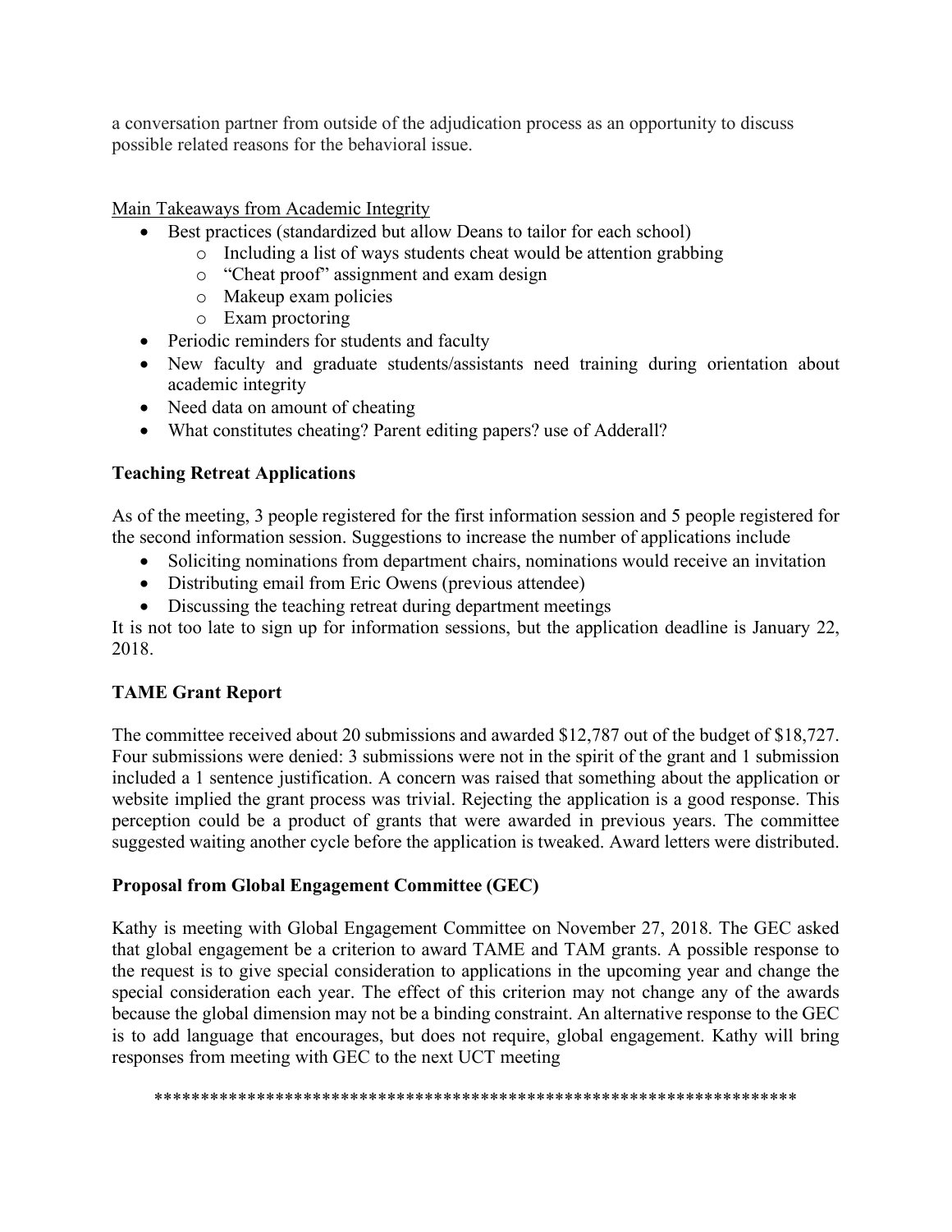a conversation partner from outside of the adjudication process as an opportunity to discuss possible related reasons for the behavioral issue.

Main Takeaways from Academic Integrity

- Best practices (standardized but allow Deans to tailor for each school)
    - Including a list of ways students cheat would be attention grabbing
    - "Cheat proof" assignment and exam design
    - Makeup exam policies
    - Exam proctoring
- Periodic reminders for students and faculty
- New faculty and graduate students/assistants need training during orientation about academic integrity
- Need data on amount of cheating
- What constitutes cheating? Parent editing papers? use of Adderall?

**Teaching Retreat Applications**

As of the meeting, 3 people registered for the first information session and 5 people registered for the second information session. Suggestions to increase the number of applications include

- Soliciting nominations from department chairs, nominations would receive an invitation
- Distributing email from Eric Owens (previous attendee)
- Discussing the teaching retreat during department meetings

It is not too late to sign up for information sessions, but the application deadline is January 22, 2018.

**TAME Grant Report**

The committee received about 20 submissions and awarded $12,787 out of the budget of $18,727. Four submissions were denied: 3 submissions were not in the spirit of the grant and 1 submission included a 1 sentence justification. A concern was raised that something about the application or website implied the grant process was trivial. Rejecting the application is a good response. This perception could be a product of grants that were awarded in previous years. The committee suggested waiting another cycle before the application is tweaked. Award letters were distributed.

**Proposal from Global Engagement Committee (GEC)**

Kathy is meeting with Global Engagement Committee on November 27, 2018. The GEC asked that global engagement be a criterion to award TAME and TAM grants. A possible response to the request is to give special consideration to applications in the upcoming year and change the special consideration each year. The effect of this criterion may not change any of the awards because the global dimension may not be a binding constraint. An alternative response to the GEC is to add language that encourages, but does not require, global engagement. Kathy will bring responses from meeting with GEC to the next UCT meeting

\*\*\*\*\*\*\*\*\*\*\*\*\*\*\*\*\*\*\*\*\*\*\*\*\*\*\*\*\*\*\*\*\*\*\*\*\*\*\*\*\*\*\*\*\*\*\*\*\*\*\*\*\*\*\*\*\*\*\*\*\*\*\*\*\*\*\*\*\*\*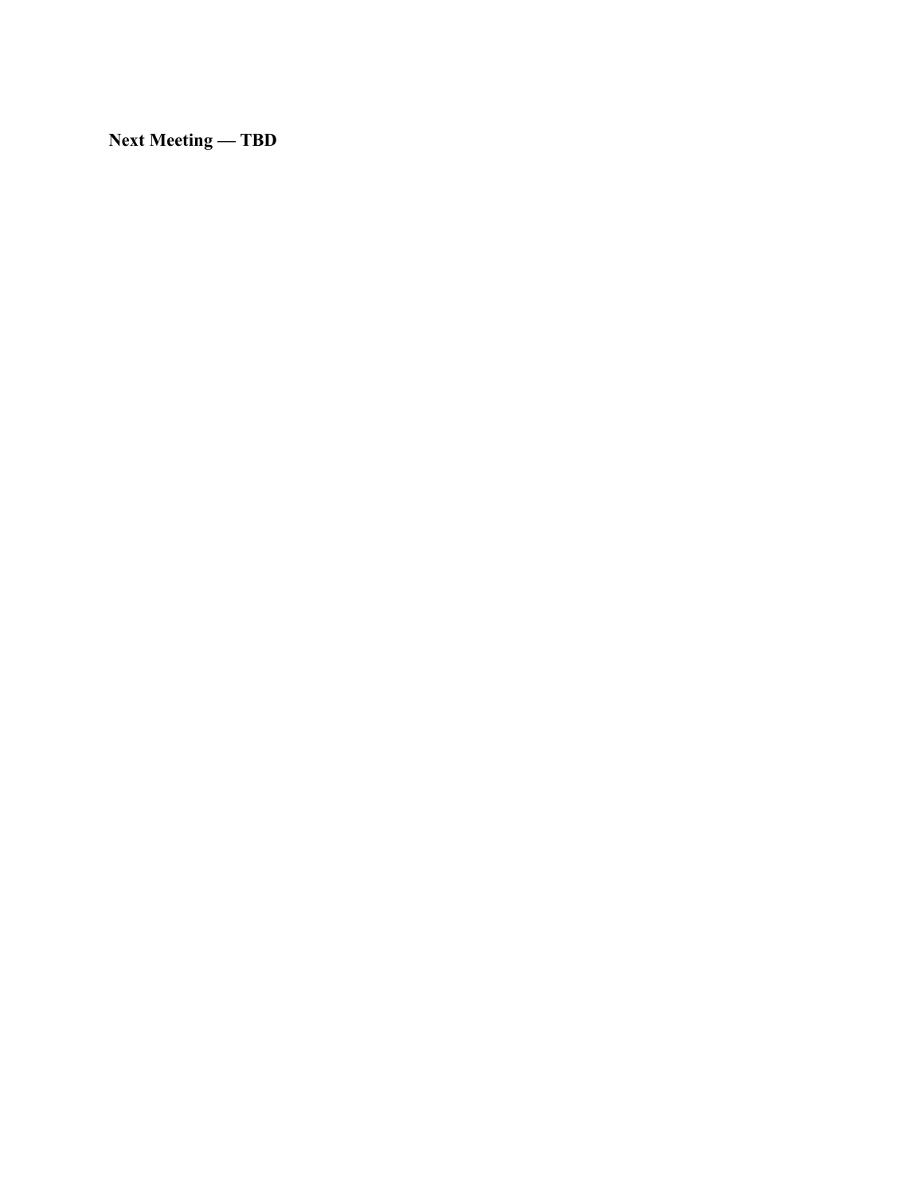**Next Meeting — TBD**